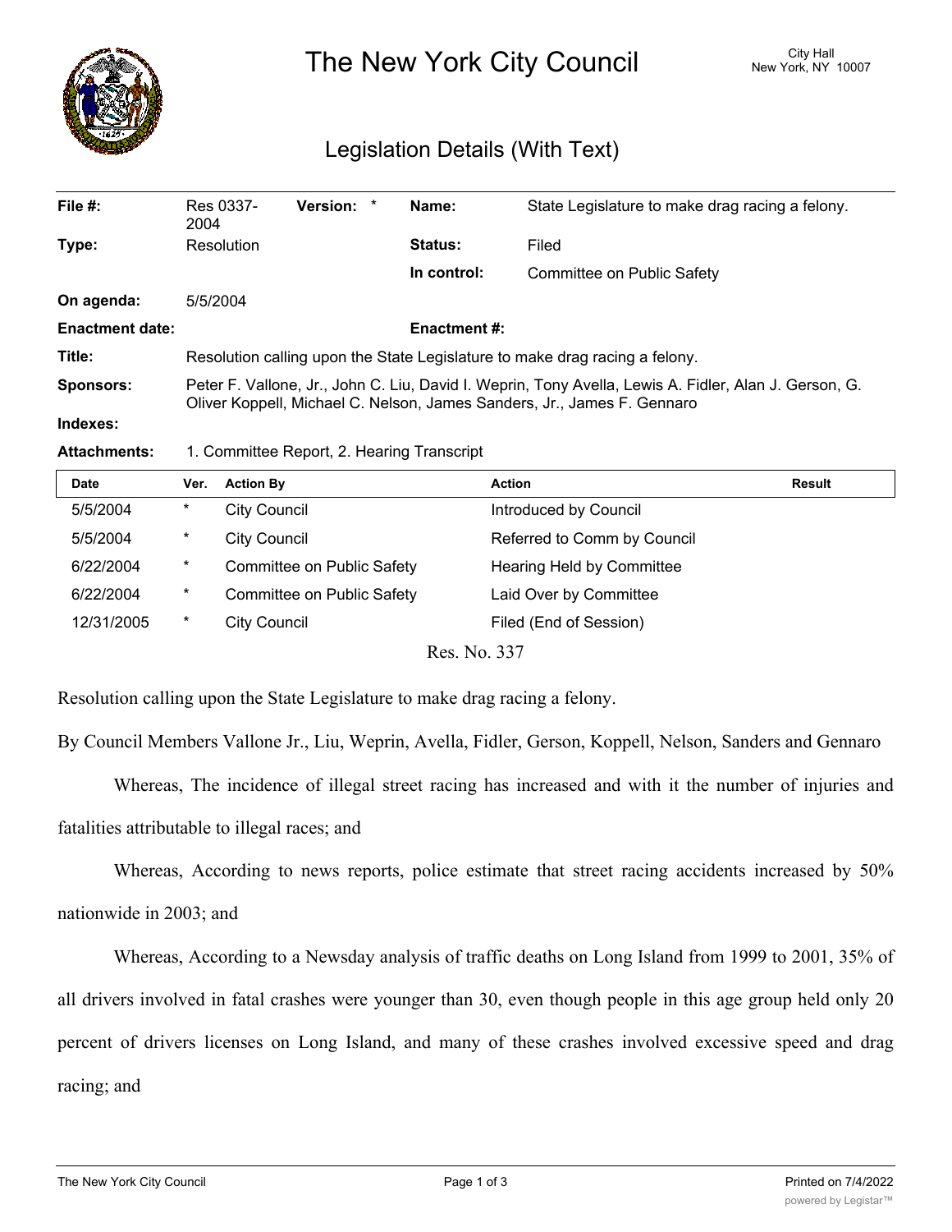# The New York City Council

City Hall
New York, NY 10007

## Legislation Details (With Text)

| | | | |
|---|---|---|---|
| **File #:** | Res 0337-2004 **Version:** * | **Name:** | State Legislature to make drag racing a felony. |
| **Type:** | Resolution | **Status:** | Filed |
| | | **In control:** | Committee on Public Safety |
| **On agenda:** | 5/5/2004 | | |
| **Enactment date:** | | **Enactment #:** | |
| **Title:** | Resolution calling upon the State Legislature to make drag racing a felony. | | |
| **Sponsors:** | Peter F. Vallone, Jr., John C. Liu, David I. Weprin, Tony Avella, Lewis A. Fidler, Alan J. Gerson, G. Oliver Koppell, Michael C. Nelson, James Sanders, Jr., James F. Gennaro | | |
| **Indexes:** | | | |
| **Attachments:** | 1. Committee Report, 2. Hearing Transcript | | |

| Date | Ver. | Action By | Action | Result |
|---|---|---|---|---|
| 5/5/2004 | * | City Council | Introduced by Council | |
| 5/5/2004 | * | City Council | Referred to Comm by Council | |
| 6/22/2004 | * | Committee on Public Safety | Hearing Held by Committee | |
| 6/22/2004 | * | Committee on Public Safety | Laid Over by Committee | |
| 12/31/2005 | * | City Council | Filed (End of Session) | |

Res. No. 337

Resolution calling upon the State Legislature to make drag racing a felony.

By Council Members Vallone Jr., Liu, Weprin, Avella, Fidler, Gerson, Koppell, Nelson, Sanders and Gennaro

Whereas, The incidence of illegal street racing has increased and with it the number of injuries and fatalities attributable to illegal races; and

Whereas, According to news reports, police estimate that street racing accidents increased by 50% nationwide in 2003; and

Whereas, According to a Newsday analysis of traffic deaths on Long Island from 1999 to 2001, 35% of all drivers involved in fatal crashes were younger than 30, even though people in this age group held only 20 percent of drivers licenses on Long Island, and many of these crashes involved excessive speed and drag racing; and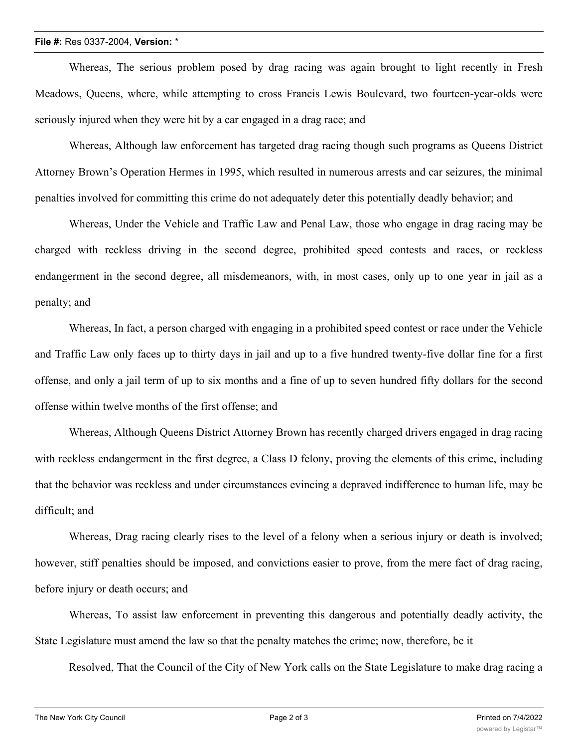Whereas, The serious problem posed by drag racing was again brought to light recently in Fresh Meadows, Queens, where, while attempting to cross Francis Lewis Boulevard, two fourteen-year-olds were seriously injured when they were hit by a car engaged in a drag race; and

Whereas, Although law enforcement has targeted drag racing though such programs as Queens District Attorney Brown's Operation Hermes in 1995, which resulted in numerous arrests and car seizures, the minimal penalties involved for committing this crime do not adequately deter this potentially deadly behavior; and

Whereas, Under the Vehicle and Traffic Law and Penal Law, those who engage in drag racing may be charged with reckless driving in the second degree, prohibited speed contests and races, or reckless endangerment in the second degree, all misdemeanors, with, in most cases, only up to one year in jail as a penalty; and

Whereas, In fact, a person charged with engaging in a prohibited speed contest or race under the Vehicle and Traffic Law only faces up to thirty days in jail and up to a five hundred twenty-five dollar fine for a first offense, and only a jail term of up to six months and a fine of up to seven hundred fifty dollars for the second offense within twelve months of the first offense; and

Whereas, Although Queens District Attorney Brown has recently charged drivers engaged in drag racing with reckless endangerment in the first degree, a Class D felony, proving the elements of this crime, including that the behavior was reckless and under circumstances evincing a depraved indifference to human life, may be difficult; and

Whereas, Drag racing clearly rises to the level of a felony when a serious injury or death is involved; however, stiff penalties should be imposed, and convictions easier to prove, from the mere fact of drag racing, before injury or death occurs; and

Whereas, To assist law enforcement in preventing this dangerous and potentially deadly activity, the State Legislature must amend the law so that the penalty matches the crime; now, therefore, be it

Resolved, That the Council of the City of New York calls on the State Legislature to make drag racing a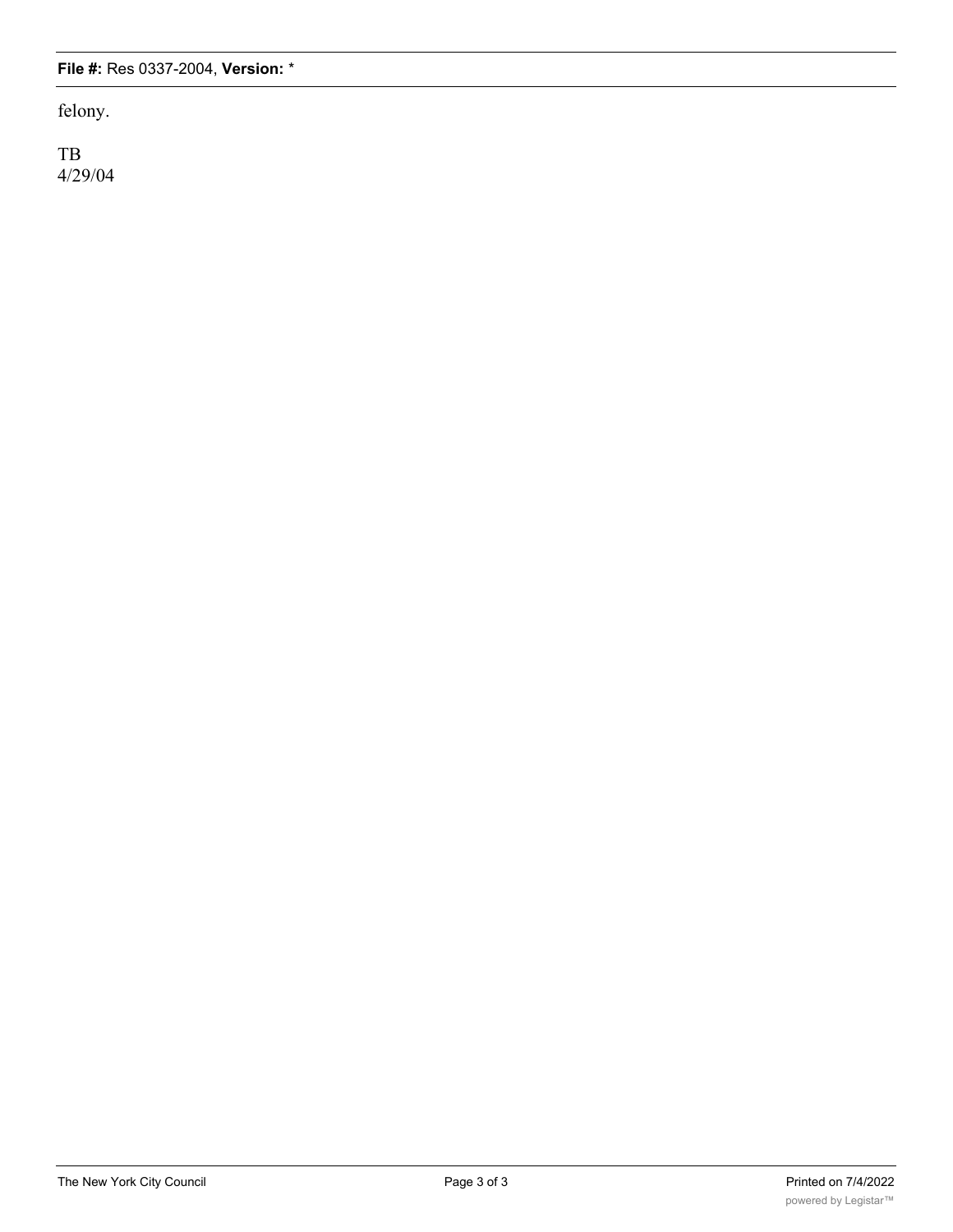felony.

TB
4/29/04